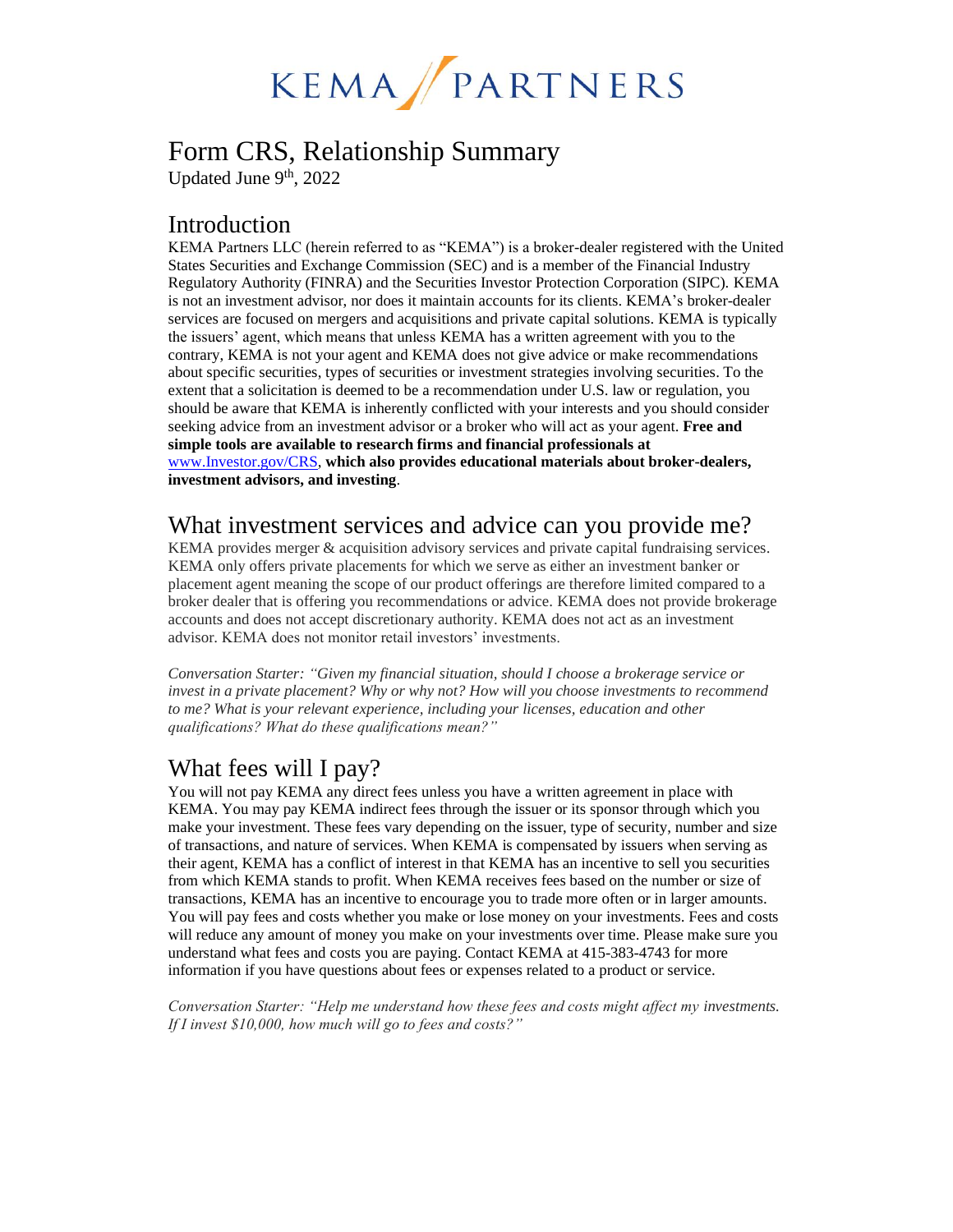KEMA PARTNERS

# Form CRS, Relationship Summary

Updated June 9th, 2022

## Introduction

KEMA Partners LLC (herein referred to as "KEMA") is a broker-dealer registered with the United States Securities and Exchange Commission (SEC) and is a member of the Financial Industry Regulatory Authority (FINRA) and the Securities Investor Protection Corporation (SIPC). KEMA is not an investment advisor, nor does it maintain accounts for its clients. KEMA's broker-dealer services are focused on mergers and acquisitions and private capital solutions. KEMA is typically the issuers' agent, which means that unless KEMA has a written agreement with you to the contrary, KEMA is not your agent and KEMA does not give advice or make recommendations about specific securities, types of securities or investment strategies involving securities. To the extent that a solicitation is deemed to be a recommendation under U.S. law or regulation, you should be aware that KEMA is inherently conflicted with your interests and you should consider seeking advice from an investment advisor or a broker who will act as your agent. **Free and simple tools are available to research firms and financial professionals at** www.Investor.gov/CRS, **which also provides educational materials about broker-dealers, investment advisors, and investing**.

## What investment services and advice can you provide me?

KEMA provides merger & acquisition advisory services and private capital fundraising services. KEMA only offers private placements for which we serve as either an investment banker or placement agent meaning the scope of our product offerings are therefore limited compared to a broker dealer that is offering you recommendations or advice. KEMA does not provide brokerage accounts and does not accept discretionary authority. KEMA does not act as an investment advisor. KEMA does not monitor retail investors' investments.

*Conversation Starter: "Given my financial situation, should I choose a brokerage service or invest in a private placement? Why or why not? How will you choose investments to recommend to me? What is your relevant experience, including your licenses, education and other qualifications? What do these qualifications mean?"*

## What fees will I pay?

You will not pay KEMA any direct fees unless you have a written agreement in place with KEMA. You may pay KEMA indirect fees through the issuer or its sponsor through which you make your investment. These fees vary depending on the issuer, type of security, number and size of transactions, and nature of services. When KEMA is compensated by issuers when serving as their agent, KEMA has a conflict of interest in that KEMA has an incentive to sell you securities from which KEMA stands to profit. When KEMA receives fees based on the number or size of transactions, KEMA has an incentive to encourage you to trade more often or in larger amounts. You will pay fees and costs whether you make or lose money on your investments. Fees and costs will reduce any amount of money you make on your investments over time. Please make sure you understand what fees and costs you are paying. Contact KEMA at 415-383-4743 for more information if you have questions about fees or expenses related to a product or service.

*Conversation Starter: "Help me understand how these fees and costs might affect my investments. If I invest $10,000, how much will go to fees and costs?"*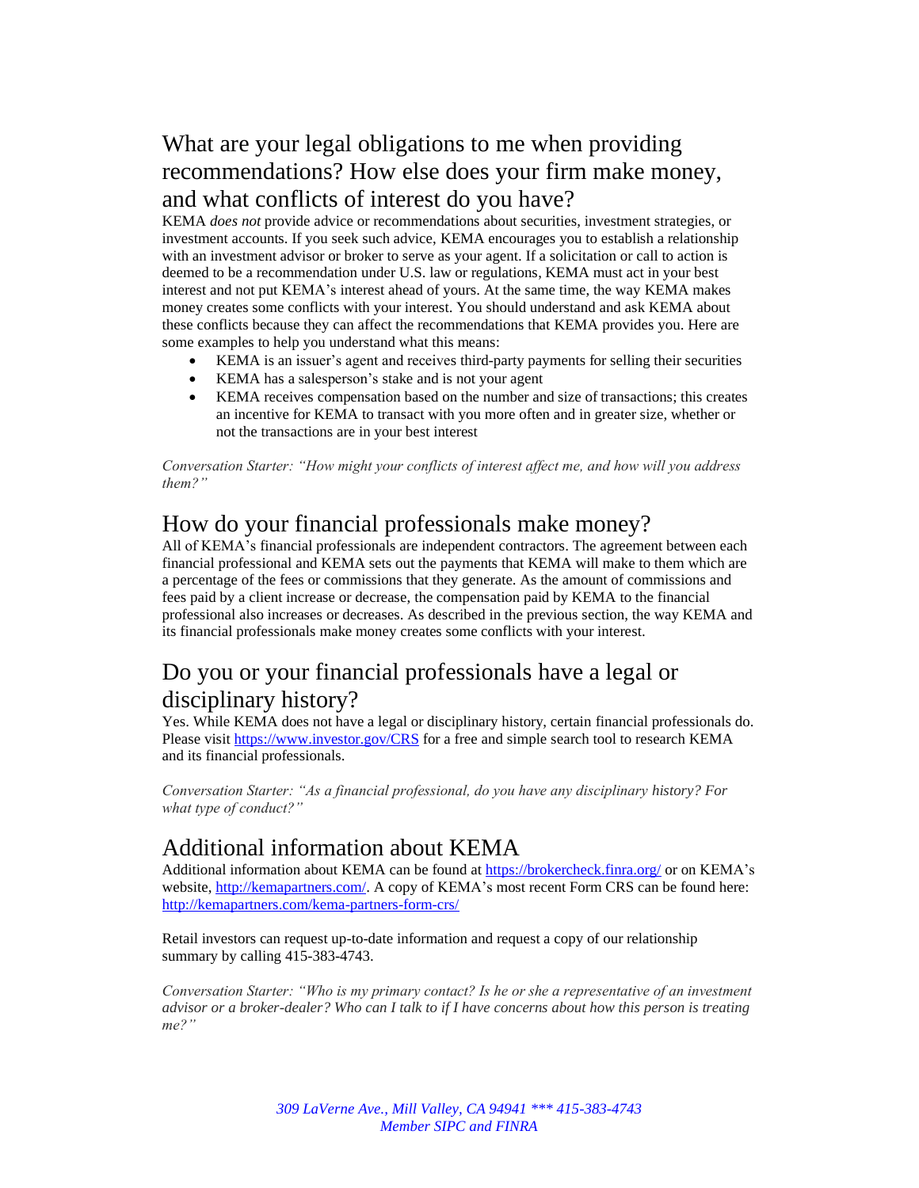## What are your legal obligations to me when providing recommendations? How else does your firm make money, and what conflicts of interest do you have?

KEMA *does not* provide advice or recommendations about securities, investment strategies, or investment accounts. If you seek such advice, KEMA encourages you to establish a relationship with an investment advisor or broker to serve as your agent. If a solicitation or call to action is deemed to be a recommendation under U.S. law or regulations, KEMA must act in your best interest and not put KEMA's interest ahead of yours. At the same time, the way KEMA makes money creates some conflicts with your interest. You should understand and ask KEMA about these conflicts because they can affect the recommendations that KEMA provides you. Here are some examples to help you understand what this means:

- KEMA is an issuer's agent and receives third-party payments for selling their securities
- KEMA has a salesperson's stake and is not your agent
- KEMA receives compensation based on the number and size of transactions; this creates an incentive for KEMA to transact with you more often and in greater size, whether or not the transactions are in your best interest

*Conversation Starter: "How might your conflicts of interest affect me, and how will you address them?"*

## How do your financial professionals make money?

All of KEMA's financial professionals are independent contractors. The agreement between each financial professional and KEMA sets out the payments that KEMA will make to them which are a percentage of the fees or commissions that they generate. As the amount of commissions and fees paid by a client increase or decrease, the compensation paid by KEMA to the financial professional also increases or decreases. As described in the previous section, the way KEMA and its financial professionals make money creates some conflicts with your interest.

## Do you or your financial professionals have a legal or disciplinary history?

Yes. While KEMA does not have a legal or disciplinary history, certain financial professionals do. Please visit [https://www.investor.gov/CRS](https://www.investor.gov/CRS) for a free and simple search tool to research KEMA and its financial professionals.

*Conversation Starter: "As a financial professional, do you have any disciplinary history? For what type of conduct?"*

## Additional information about KEMA

Additional information about KEMA can be found at [https://brokercheck.finra.org/](https://brokercheck.finra.org/) or on KEMA's website, [http://kemapartners.com/](http://kemapartners.com/). A copy of KEMA's most recent Form CRS can be found here: [http://kemapartners.com/kema-partners-form-crs/](http://kemapartners.com/kema-partners-form-crs/)

Retail investors can request up-to-date information and request a copy of our relationship summary by calling 415-383-4743.

*Conversation Starter: "Who is my primary contact? Is he or she a representative of an investment advisor or a broker-dealer? Who can I talk to if I have concerns about how this person is treating me?"*

*309 LaVerne Ave., Mill Valley, CA 94941 *** 415-383-4743*
*Member SIPC and FINRA*